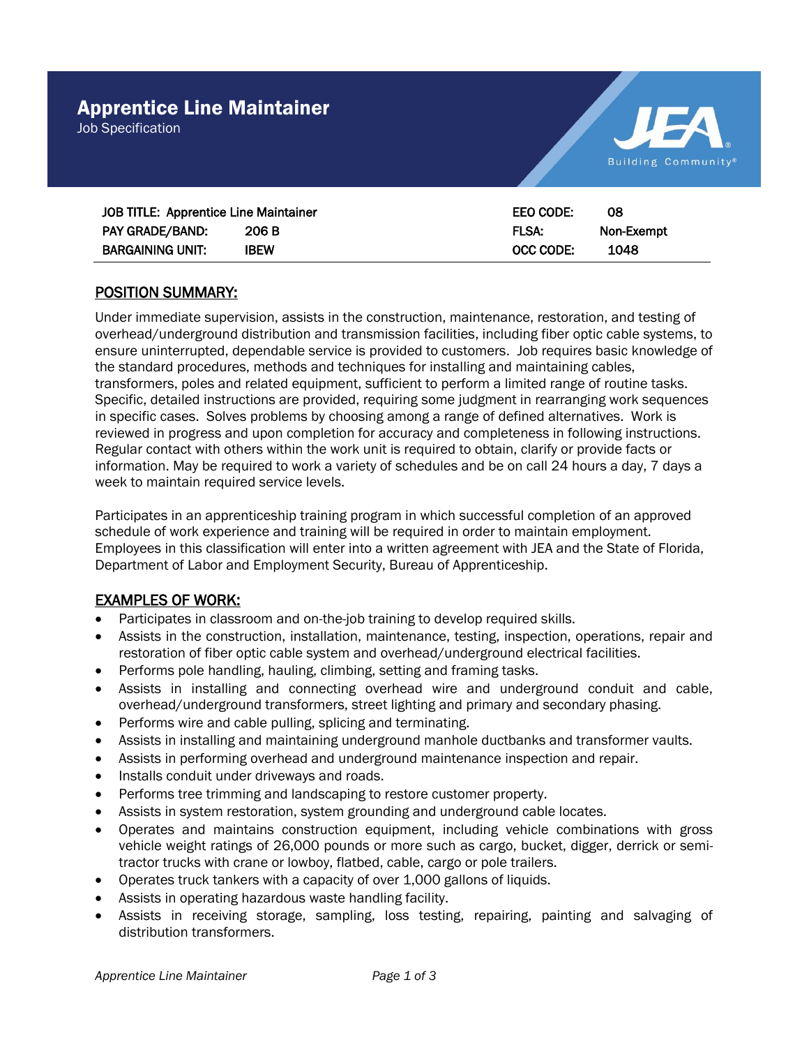# Apprentice Line Maintainer

Job Specification

JEA Building Community®

| JOB TITLE: Apprentice Line Maintainer | | EEO CODE: | 08 |
|---|---|---|---|
| PAY GRADE/BAND: | 206 B | FLSA: | Non-Exempt |
| BARGAINING UNIT: | IBEW | OCC CODE: | 1048 |

## POSITION SUMMARY:

Under immediate supervision, assists in the construction, maintenance, restoration, and testing of overhead/underground distribution and transmission facilities, including fiber optic cable systems, to ensure uninterrupted, dependable service is provided to customers. Job requires basic knowledge of the standard procedures, methods and techniques for installing and maintaining cables, transformers, poles and related equipment, sufficient to perform a limited range of routine tasks. Specific, detailed instructions are provided, requiring some judgment in rearranging work sequences in specific cases. Solves problems by choosing among a range of defined alternatives. Work is reviewed in progress and upon completion for accuracy and completeness in following instructions. Regular contact with others within the work unit is required to obtain, clarify or provide facts or information. May be required to work a variety of schedules and be on call 24 hours a day, 7 days a week to maintain required service levels.

Participates in an apprenticeship training program in which successful completion of an approved schedule of work experience and training will be required in order to maintain employment. Employees in this classification will enter into a written agreement with JEA and the State of Florida, Department of Labor and Employment Security, Bureau of Apprenticeship.

## EXAMPLES OF WORK:

- Participates in classroom and on-the-job training to develop required skills.
- Assists in the construction, installation, maintenance, testing, inspection, operations, repair and restoration of fiber optic cable system and overhead/underground electrical facilities.
- Performs pole handling, hauling, climbing, setting and framing tasks.
- Assists in installing and connecting overhead wire and underground conduit and cable, overhead/underground transformers, street lighting and primary and secondary phasing.
- Performs wire and cable pulling, splicing and terminating.
- Assists in installing and maintaining underground manhole ductbanks and transformer vaults.
- Assists in performing overhead and underground maintenance inspection and repair.
- Installs conduit under driveways and roads.
- Performs tree trimming and landscaping to restore customer property.
- Assists in system restoration, system grounding and underground cable locates.
- Operates and maintains construction equipment, including vehicle combinations with gross vehicle weight ratings of 26,000 pounds or more such as cargo, bucket, digger, derrick or semi-tractor trucks with crane or lowboy, flatbed, cable, cargo or pole trailers.
- Operates truck tankers with a capacity of over 1,000 gallons of liquids.
- Assists in operating hazardous waste handling facility.
- Assists in receiving storage, sampling, loss testing, repairing, painting and salvaging of distribution transformers.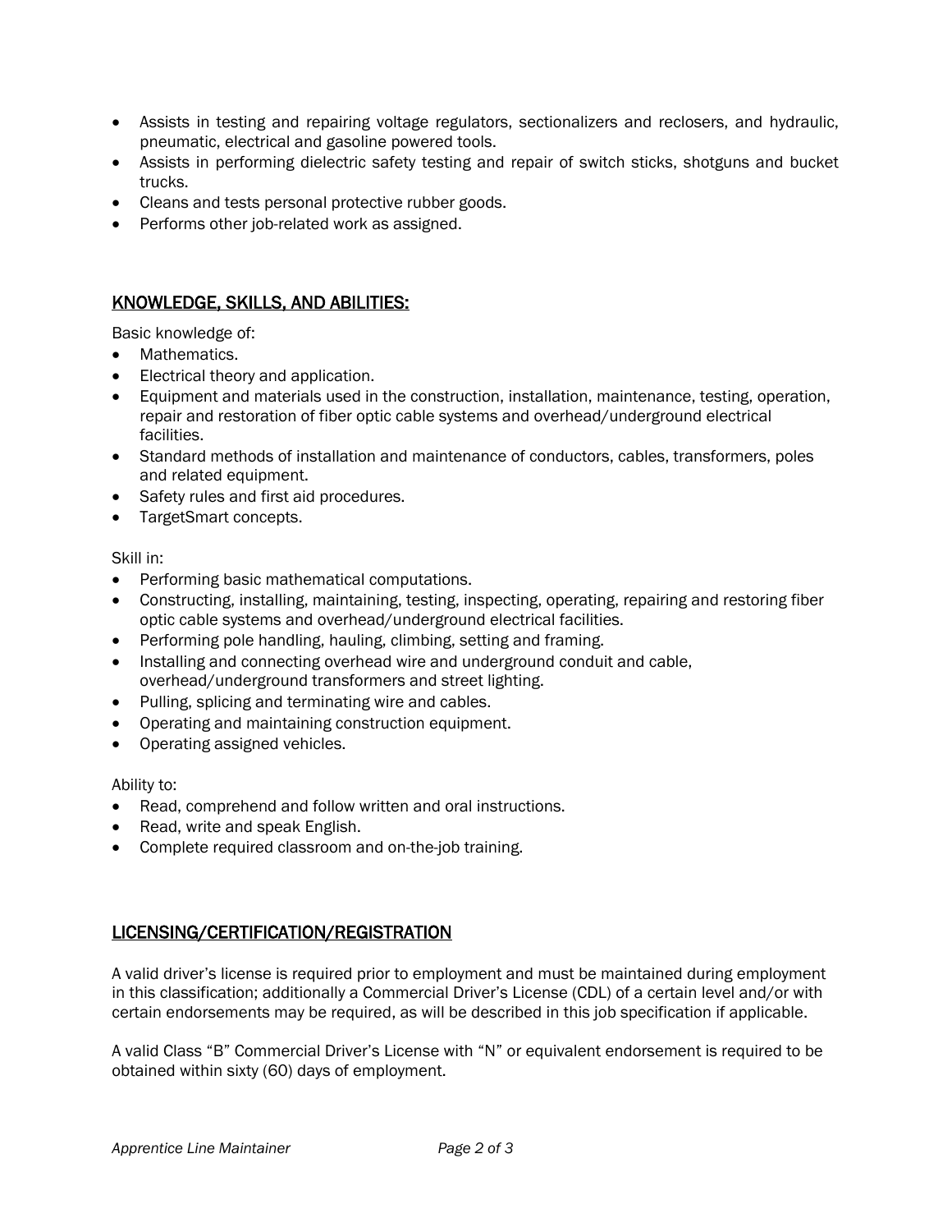- Assists in testing and repairing voltage regulators, sectionalizers and reclosers, and hydraulic, pneumatic, electrical and gasoline powered tools.
- Assists in performing dielectric safety testing and repair of switch sticks, shotguns and bucket trucks.
- Cleans and tests personal protective rubber goods.
- Performs other job-related work as assigned.

## KNOWLEDGE, SKILLS, AND ABILITIES:

Basic knowledge of:

- Mathematics.
- Electrical theory and application.
- Equipment and materials used in the construction, installation, maintenance, testing, operation, repair and restoration of fiber optic cable systems and overhead/underground electrical facilities.
- Standard methods of installation and maintenance of conductors, cables, transformers, poles and related equipment.
- Safety rules and first aid procedures.
- TargetSmart concepts.

Skill in:

- Performing basic mathematical computations.
- Constructing, installing, maintaining, testing, inspecting, operating, repairing and restoring fiber optic cable systems and overhead/underground electrical facilities.
- Performing pole handling, hauling, climbing, setting and framing.
- Installing and connecting overhead wire and underground conduit and cable, overhead/underground transformers and street lighting.
- Pulling, splicing and terminating wire and cables.
- Operating and maintaining construction equipment.
- Operating assigned vehicles.

Ability to:

- Read, comprehend and follow written and oral instructions.
- Read, write and speak English.
- Complete required classroom and on-the-job training.

## LICENSING/CERTIFICATION/REGISTRATION

A valid driver's license is required prior to employment and must be maintained during employment in this classification; additionally a Commercial Driver's License (CDL) of a certain level and/or with certain endorsements may be required, as will be described in this job specification if applicable.

A valid Class "B" Commercial Driver's License with "N" or equivalent endorsement is required to be obtained within sixty (60) days of employment.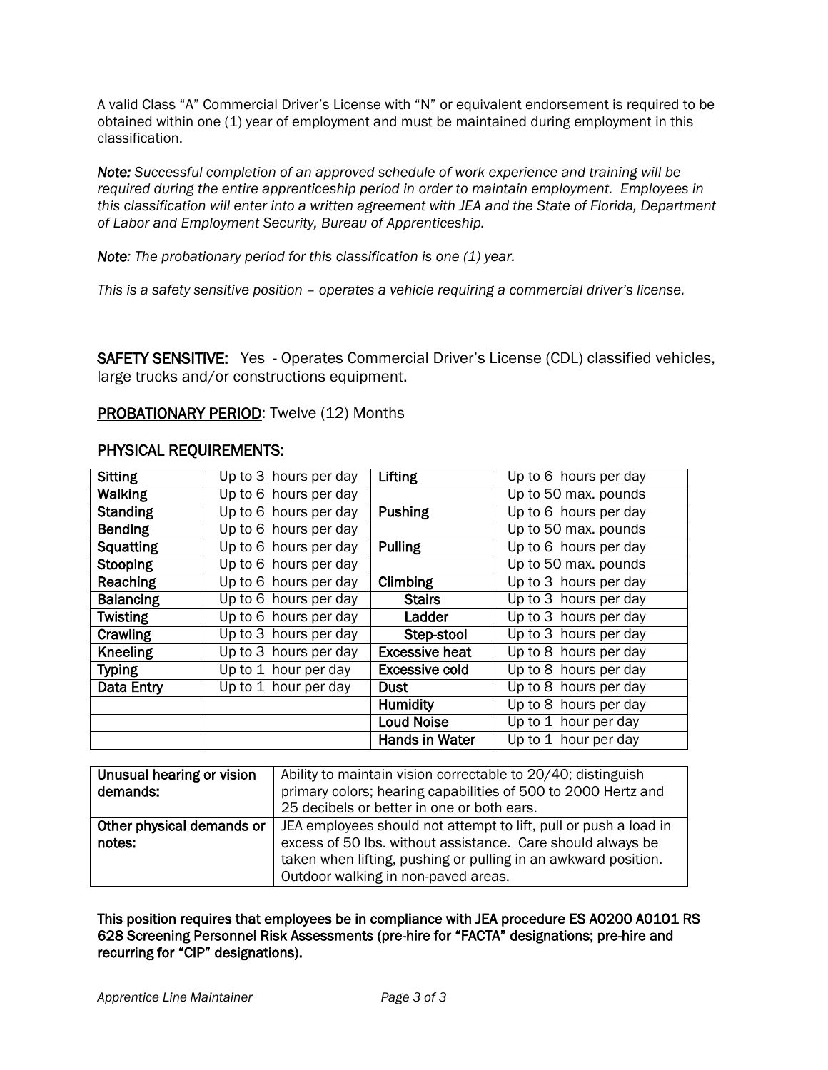A valid Class "A" Commercial Driver's License with "N" or equivalent endorsement is required to be obtained within one (1) year of employment and must be maintained during employment in this classification.

***Note:*** *Successful completion of an approved schedule of work experience and training will be required during the entire apprenticeship period in order to maintain employment. Employees in this classification will enter into a written agreement with JEA and the State of Florida, Department of Labor and Employment Security, Bureau of Apprenticeship.*

***Note****: The probationary period for this classification is one (1) year.*

*This is a safety sensitive position – operates a vehicle requiring a commercial driver's license.*

**SAFETY SENSITIVE:** Yes - Operates Commercial Driver's License (CDL) classified vehicles, large trucks and/or constructions equipment.

**PROBATIONARY PERIOD**: Twelve (12) Months

**PHYSICAL REQUIREMENTS:**

| | | | |
|---|---|---|---|
| **Sitting** | Up to 3 hours per day | **Lifting** | Up to 6 hours per day |
| **Walking** | Up to 6 hours per day | | Up to 50 max. pounds |
| **Standing** | Up to 6 hours per day | **Pushing** | Up to 6 hours per day |
| **Bending** | Up to 6 hours per day | | Up to 50 max. pounds |
| **Squatting** | Up to 6 hours per day | **Pulling** | Up to 6 hours per day |
| **Stooping** | Up to 6 hours per day | | Up to 50 max. pounds |
| **Reaching** | Up to 6 hours per day | **Climbing** | Up to 3 hours per day |
| **Balancing** | Up to 6 hours per day | **Stairs** | Up to 3 hours per day |
| **Twisting** | Up to 6 hours per day | **Ladder** | Up to 3 hours per day |
| **Crawling** | Up to 3 hours per day | **Step-stool** | Up to 3 hours per day |
| **Kneeling** | Up to 3 hours per day | **Excessive heat** | Up to 8 hours per day |
| **Typing** | Up to 1 hour per day | **Excessive cold** | Up to 8 hours per day |
| **Data Entry** | Up to 1 hour per day | **Dust** | Up to 8 hours per day |
| | | **Humidity** | Up to 8 hours per day |
| | | **Loud Noise** | Up to 1 hour per day |
| | | **Hands in Water** | Up to 1 hour per day |

| | |
|---|---|
| **Unusual hearing or vision demands:** | Ability to maintain vision correctable to 20/40; distinguish primary colors; hearing capabilities of 500 to 2000 Hertz and 25 decibels or better in one or both ears. |
| **Other physical demands or notes:** | JEA employees should not attempt to lift, pull or push a load in excess of 50 lbs. without assistance. Care should always be taken when lifting, pushing or pulling in an awkward position. Outdoor walking in non-paved areas. |

**This position requires that employees be in compliance with JEA procedure ES A0200 A0101 RS 628 Screening Personnel Risk Assessments (pre-hire for "FACTA" designations; pre-hire and recurring for "CIP" designations).**